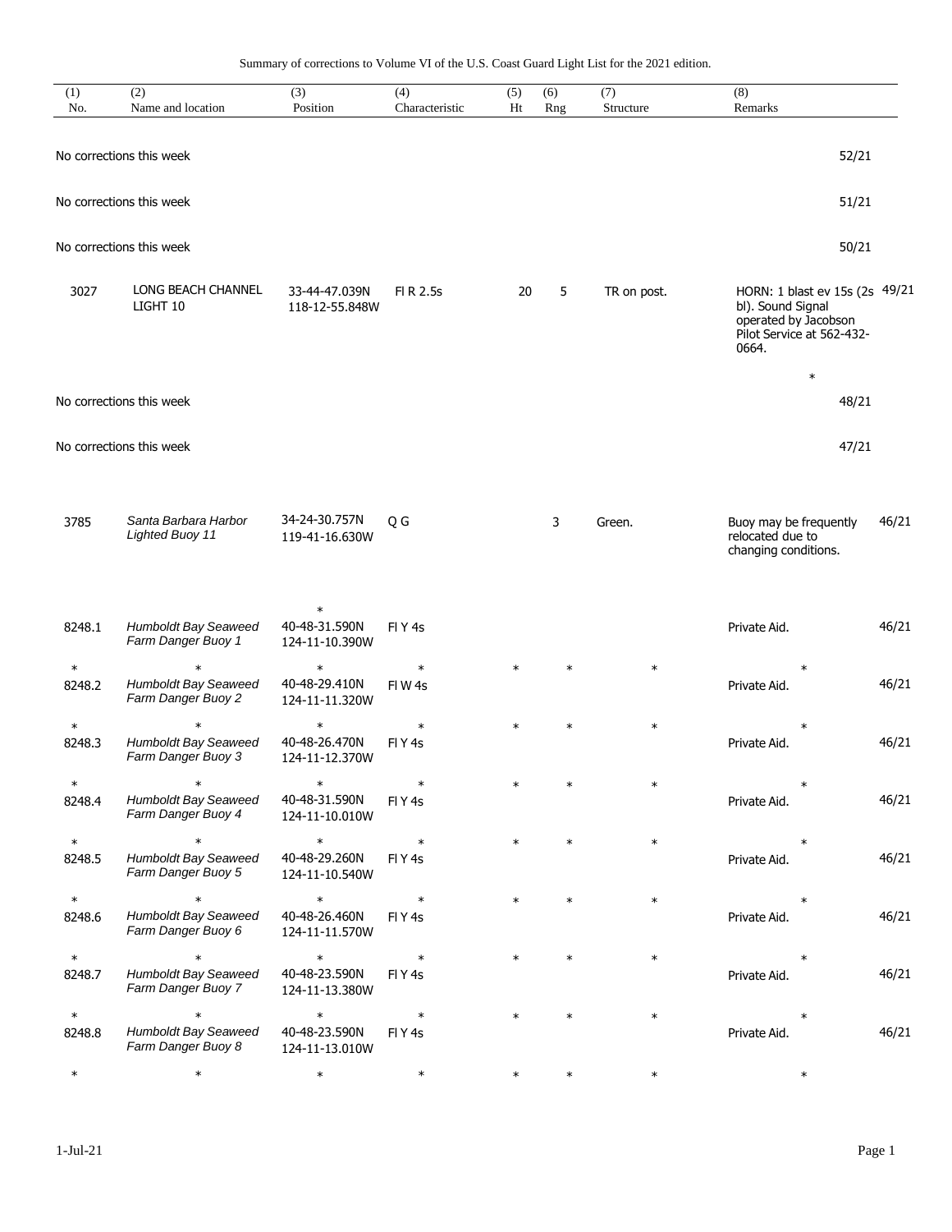Summary of corrections to Volume VI of the U.S. Coast Guard Light List for the 2021 edition.

| (1) No. | (2) Name and location | (3) Position | (4) Characteristic | (5) Ht | (6) Rng | (7) Structure | (8) Remarks | |
|---|---|---|---|---|---|---|---|---|
| No corrections this week | | | | | | | | 52/21 |
| No corrections this week | | | | | | | | 51/21 |
| No corrections this week | | | | | | | | 50/21 |
| 3027 | LONG BEACH CHANNEL LIGHT 10 | 33-44-47.039N 118-12-55.848W | Fl R 2.5s | 20 | 5 | TR on post. | HORN: 1 blast ev 15s (2s bl). Sound Signal operated by Jacobson Pilot Service at 562-432-0664. | 49/21 |
| | | | | | | | * | |
| No corrections this week | | | | | | | | 48/21 |
| No corrections this week | | | | | | | | 47/21 |
| 3785 | *Santa Barbara Harbor Lighted Buoy 11* | 34-24-30.757N 119-41-16.630W | Q G | | 3 | Green. | Buoy may be frequently relocated due to changing conditions. | 46/21 |
| | | * | | | | | | |
| 8248.1 | *Humboldt Bay Seaweed Farm Danger Buoy 1* | 40-48-31.590N 124-11-10.390W | Fl Y 4s | | | | Private Aid. | 46/21 |
| * | * | * | * | * | * | * | * | |
| 8248.2 | *Humboldt Bay Seaweed Farm Danger Buoy 2* | 40-48-29.410N 124-11-11.320W | Fl W 4s | | | | Private Aid. | 46/21 |
| * | * | * | * | * | * | * | * | |
| 8248.3 | *Humboldt Bay Seaweed Farm Danger Buoy 3* | 40-48-26.470N 124-11-12.370W | Fl Y 4s | | | | Private Aid. | 46/21 |
| * | * | * | * | * | * | * | * | |
| 8248.4 | *Humboldt Bay Seaweed Farm Danger Buoy 4* | 40-48-31.590N 124-11-10.010W | Fl Y 4s | | | | Private Aid. | 46/21 |
| * | * | * | * | * | * | * | * | |
| 8248.5 | *Humboldt Bay Seaweed Farm Danger Buoy 5* | 40-48-29.260N 124-11-10.540W | Fl Y 4s | | | | Private Aid. | 46/21 |
| * | * | * | * | * | * | * | * | |
| 8248.6 | *Humboldt Bay Seaweed Farm Danger Buoy 6* | 40-48-26.460N 124-11-11.570W | Fl Y 4s | | | | Private Aid. | 46/21 |
| * | * | * | * | * | * | * | * | |
| 8248.7 | *Humboldt Bay Seaweed Farm Danger Buoy 7* | 40-48-23.590N 124-11-13.380W | Fl Y 4s | | | | Private Aid. | 46/21 |
| * | * | * | * | * | * | * | * | |
| 8248.8 | *Humboldt Bay Seaweed Farm Danger Buoy 8* | 40-48-23.590N 124-11-13.010W | Fl Y 4s | | | | Private Aid. | 46/21 |
| * | * | * | * | * | * | * | * | |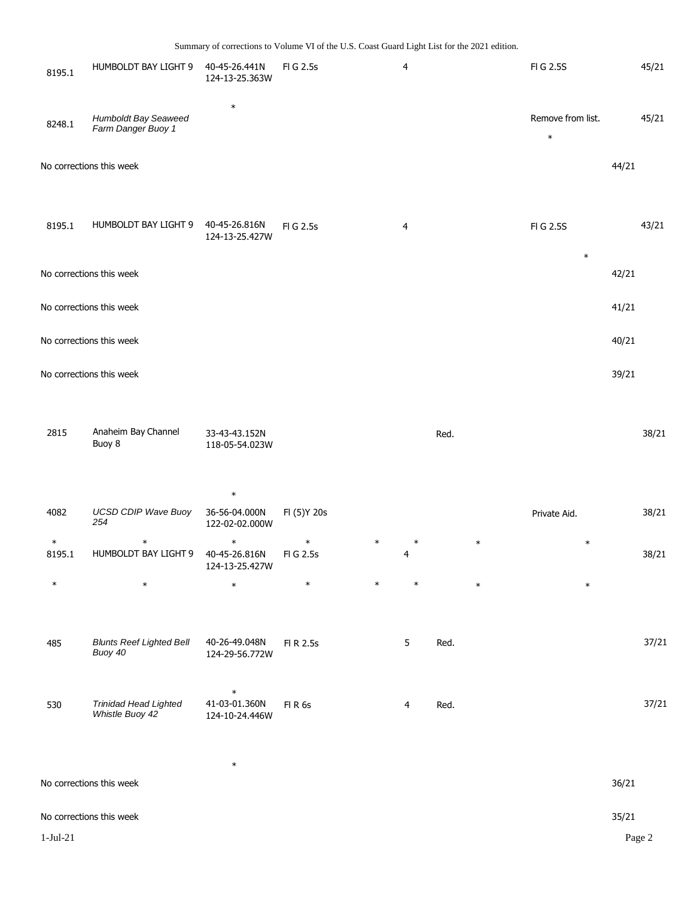Summary of corrections to Volume VI of the U.S. Coast Guard Light List for the 2021 edition.

| | | | | | | | | | |
|---|---|---|---|---|---|---|---|---|---|
| 8195.1 | HUMBOLDT BAY LIGHT 9 | 40-45-26.441N 124-13-25.363W | Fl G 2.5s | | 4 | | | Fl G 2.5S | 45/21 |
| | | * | | | | | | | |
| 8248.1 | *Humboldt Bay Seaweed Farm Danger Buoy 1* | | | | | | | Remove from list. | 45/21 |
| | | | | | | | | * | |
| No corrections this week | | | | | | | | | 44/21 |
| 8195.1 | HUMBOLDT BAY LIGHT 9 | 40-45-26.816N 124-13-25.427W | Fl G 2.5s | | 4 | | | Fl G 2.5S | 43/21 |
| | | | | | | | | * | |
| No corrections this week | | | | | | | | | 42/21 |
| No corrections this week | | | | | | | | | 41/21 |
| No corrections this week | | | | | | | | | 40/21 |
| No corrections this week | | | | | | | | | 39/21 |
| 2815 | Anaheim Bay Channel Buoy 8 | 33-43-43.152N 118-05-54.023W | | | | Red. | | | 38/21 |
| | | * | | | | | | | |
| 4082 | *UCSD CDIP Wave Buoy 254* | 36-56-04.000N 122-02-02.000W | Fl (5)Y 20s | | | | | Private Aid. | 38/21 |
| * | * | * | * | * | * | | * | * | |
| 8195.1 | HUMBOLDT BAY LIGHT 9 | 40-45-26.816N 124-13-25.427W | Fl G 2.5s | | 4 | | | | 38/21 |
| * | * | * | * | * | * | | * | * | |
| 485 | *Blunts Reef Lighted Bell Buoy 40* | 40-26-49.048N 124-29-56.772W | Fl R 2.5s | | 5 | Red. | | | 37/21 |
| | | * | | | | | | | |
| 530 | *Trinidad Head Lighted Whistle Buoy 42* | 41-03-01.360N 124-10-24.446W | Fl R 6s | | 4 | Red. | | | 37/21 |
| | | * | | | | | | | |
| No corrections this week | | | | | | | | | 36/21 |
| No corrections this week | | | | | | | | | 35/21 |

1-Jul-21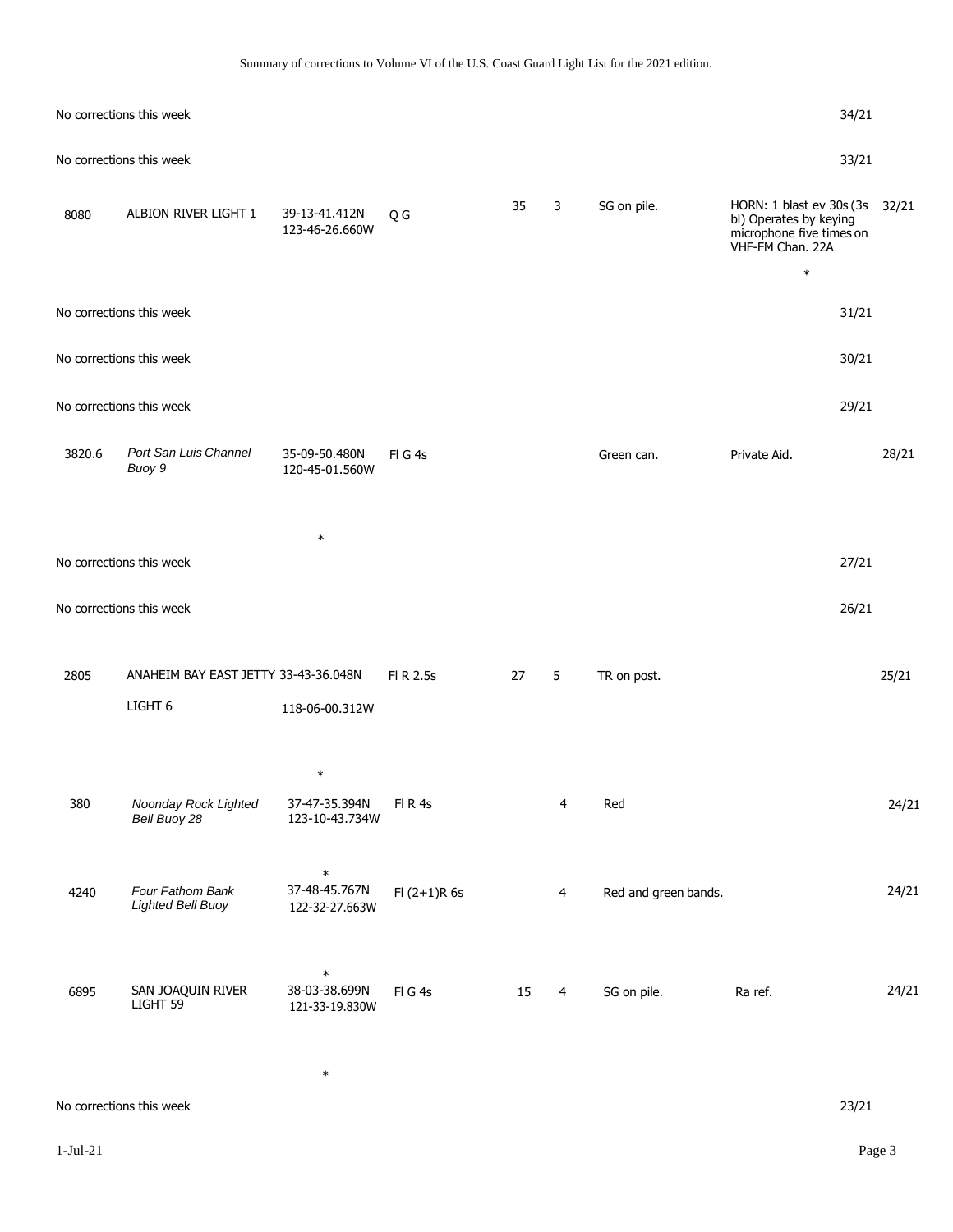Summary of corrections to Volume VI of the U.S. Coast Guard Light List for the 2021 edition.

| No. | Name | Position | Characteristic | Height | Range | Structure | Remarks | Week |
|---|---|---|---|---|---|---|---|---|
| No corrections this week | | | | | | | | 34/21 |
| No corrections this week | | | | | | | | 33/21 |
| 8080 | ALBION RIVER LIGHT 1 | 39-13-41.412N 123-46-26.660W | Q G | 35 | 3 | SG on pile. | HORN: 1 blast ev 30s (3s bl) Operates by keying microphone five times on VHF-FM Chan. 22A * | 32/21 |
| No corrections this week | | | | | | | | 31/21 |
| No corrections this week | | | | | | | | 30/21 |
| No corrections this week | | | | | | | | 29/21 |
| 3820.6 | *Port San Luis Channel Buoy 9* | 35-09-50.480N 120-45-01.560W * | Fl G 4s | | | Green can. | Private Aid. | 28/21 |
| No corrections this week | | | | | | | | 27/21 |
| No corrections this week | | | | | | | | 26/21 |
| 2805 | ANAHEIM BAY EAST JETTY LIGHT 6 | 33-43-36.048N 118-06-00.312W * | Fl R 2.5s | 27 | 5 | TR on post. | | 25/21 |
| 380 | *Noonday Rock Lighted Bell Buoy 28* | 37-47-35.394N 123-10-43.734W * | Fl R 4s | | 4 | Red | | 24/21 |
| 4240 | *Four Fathom Bank Lighted Bell Buoy* | 37-48-45.767N 122-32-27.663W * | Fl (2+1)R 6s | | 4 | Red and green bands. | | 24/21 |
| 6895 | SAN JOAQUIN RIVER LIGHT 59 | 38-03-38.699N 121-33-19.830W * | Fl G 4s | 15 | 4 | SG on pile. | Ra ref. | 24/21 |
| No corrections this week | | | | | | | | 23/21 |

1-Jul-21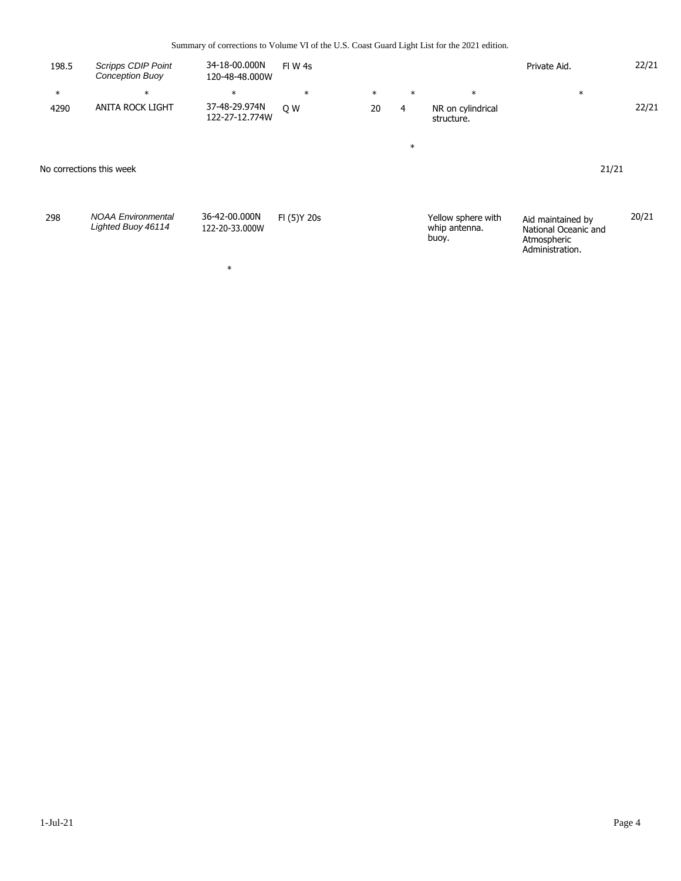Summary of corrections to Volume VI of the U.S. Coast Guard Light List for the 2021 edition.

| | | | | | | | | |
|---|---|---|---|---|---|---|---|---|
| 198.5 | *Scripps CDIP Point Conception Buoy* | 34-18-00.000N 120-48-48.000W | Fl W 4s | | | | Private Aid. | 22/21 |
| * | * | * | * | * | * | * | * | |
| 4290 | ANITA ROCK LIGHT | 37-48-29.974N 122-27-12.774W | Q W | 20 | 4 | NR on cylindrical structure. | | 22/21 |
| | | | | | * | | | |

No corrections this week 21/21

| | | | | | | | | |
|---|---|---|---|---|---|---|---|---|
| 298 | *NOAA Environmental Lighted Buoy 46114* | 36-42-00.000N 122-20-33.000W | Fl (5)Y 20s | | | Yellow sphere with whip antenna. buoy. | Aid maintained by National Oceanic and Atmospheric Administration. | 20/21 |
| | | * | | | | | | |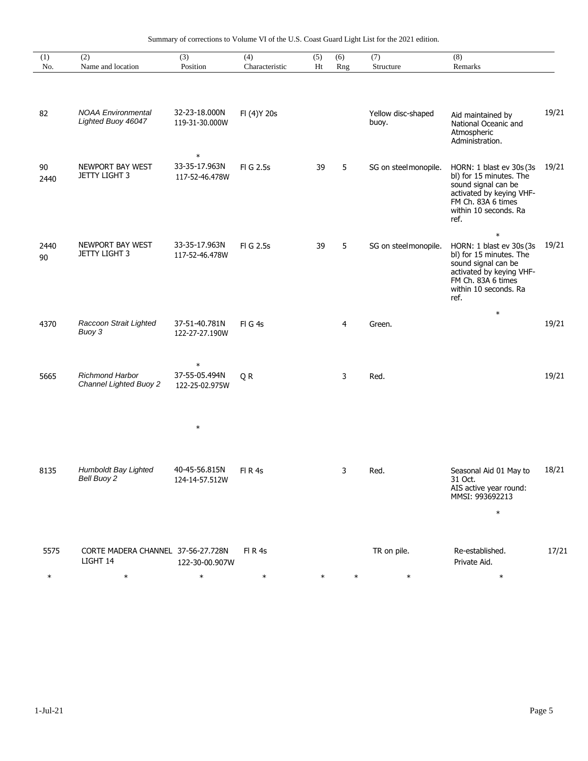Summary of corrections to Volume VI of the U.S. Coast Guard Light List for the 2021 edition.

| (1) No. | (2) Name and location | (3) Position | (4) Characteristic | (5) Ht | (6) Rng | (7) Structure | (8) Remarks | |
|---|---|---|---|---|---|---|---|---|
| 82 | *NOAA Environmental Lighted Buoy 46047* | 32-23-18.000N 119-31-30.000W | Fl (4)Y 20s | | | Yellow disc-shaped buoy. | Aid maintained by National Oceanic and Atmospheric Administration. | 19/21 |
| | | * | | | | | | |
| 90 2440 | NEWPORT BAY WEST JETTY LIGHT 3 | 33-35-17.963N 117-52-46.478W | Fl G 2.5s | 39 | 5 | SG on steel monopile. | HORN: 1 blast ev 30s (3s bl) for 15 minutes. The sound signal can be activated by keying VHF-FM Ch. 83A 6 times within 10 seconds. Ra ref. | 19/21 |
| | | | | | | | * | |
| 2440 90 | NEWPORT BAY WEST JETTY LIGHT 3 | 33-35-17.963N 117-52-46.478W | Fl G 2.5s | 39 | 5 | SG on steel monopile. | HORN: 1 blast ev 30s (3s bl) for 15 minutes. The sound signal can be activated by keying VHF-FM Ch. 83A 6 times within 10 seconds. Ra ref. | 19/21 |
| | | | | | | | * | |
| 4370 | *Raccoon Strait Lighted Buoy 3* | 37-51-40.781N 122-27-27.190W | Fl G 4s | | 4 | Green. | | 19/21 |
| | | * | | | | | | |
| 5665 | *Richmond Harbor Channel Lighted Buoy 2* | 37-55-05.494N 122-25-02.975W | Q R | | 3 | Red. | | 19/21 |
| | | * | | | | | | |
| 8135 | *Humboldt Bay Lighted Bell Buoy 2* | 40-45-56.815N 124-14-57.512W | Fl R 4s | | 3 | Red. | Seasonal Aid 01 May to 31 Oct. AIS active year round: MMSI: 993692213 | 18/21 |
| | | | | | | | * | |
| 5575 | CORTE MADERA CHANNEL LIGHT 14 | 37-56-27.728N 122-30-00.907W | Fl R 4s | | | TR on pile. | Re-established. Private Aid. | 17/21 |
| * | * | * | * | * | * | * | * | |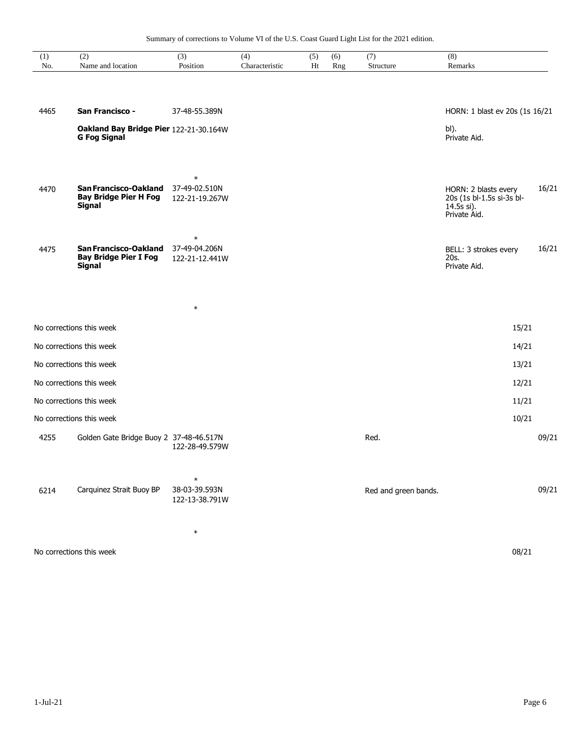Summary of corrections to Volume VI of the U.S. Coast Guard Light List for the 2021 edition.

| (1) No. | (2) Name and location | (3) Position | (4) Characteristic | (5) Ht | (6) Rng | (7) Structure | (8) Remarks | |
|---|---|---|---|---|---|---|---|---|
| 4465 | **San Francisco - Oakland Bay Bridge Pier G Fog Signal** | 37-48-55.389N 122-21-30.164W | | | | | HORN: 1 blast ev 20s (1s bl). Private Aid. | 16/21 |
| | | * | | | | | | |
| 4470 | **San Francisco-Oakland Bay Bridge Pier H Fog Signal** | 37-49-02.510N 122-21-19.267W | | | | | HORN: 2 blasts every 20s (1s bl-1.5s si-3s bl-14.5s si). Private Aid. | 16/21 |
| | | * | | | | | | |
| 4475 | **San Francisco-Oakland Bay Bridge Pier I Fog Signal** | 37-49-04.206N 122-21-12.441W | | | | | BELL: 3 strokes every 20s. Private Aid. | 16/21 |
| | | * | | | | | | |
| No corrections this week | | | | | | | | 15/21 |
| No corrections this week | | | | | | | | 14/21 |
| No corrections this week | | | | | | | | 13/21 |
| No corrections this week | | | | | | | | 12/21 |
| No corrections this week | | | | | | | | 11/21 |
| No corrections this week | | | | | | | | 10/21 |
| 4255 | Golden Gate Bridge Buoy 2 | 37-48-46.517N 122-28-49.579W | | | | Red. | | 09/21 |
| | | * | | | | | | |
| 6214 | Carquinez Strait Buoy BP | 38-03-39.593N 122-13-38.791W | | | | Red and green bands. | | 09/21 |
| | | * | | | | | | |
| No corrections this week | | | | | | | | 08/21 |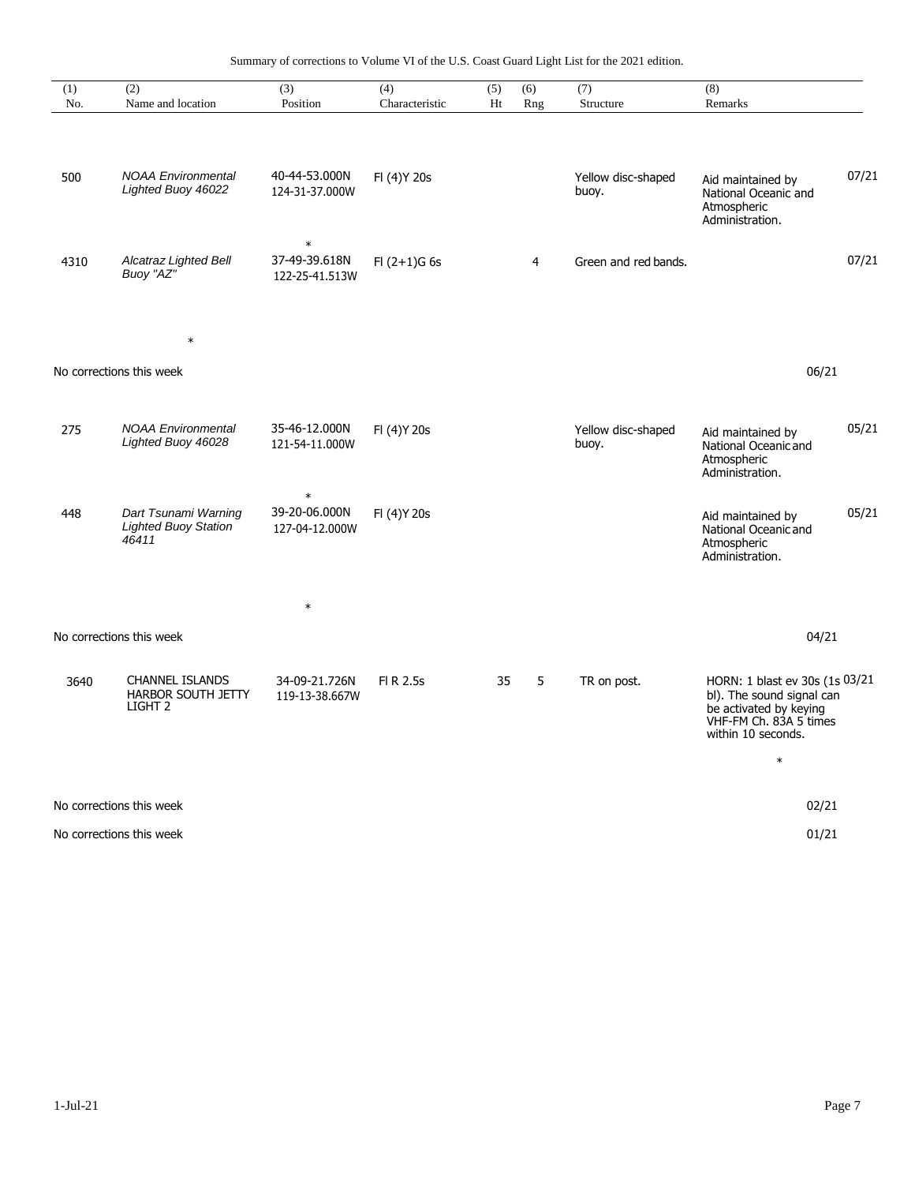Summary of corrections to Volume VI of the U.S. Coast Guard Light List for the 2021 edition.

| (1) No. | (2) Name and location | (3) Position | (4) Characteristic | (5) Ht | (6) Rng | (7) Structure | (8) Remarks | |
|---|---|---|---|---|---|---|---|---|
| 500 | *NOAA Environmental Lighted Buoy 46022* | 40-44-53.000N 124-31-37.000W | Fl (4)Y 20s | | | Yellow disc-shaped buoy. | Aid maintained by National Oceanic and Atmospheric Administration. | 07/21 |
| | | * | | | | | | |
| 4310 | *Alcatraz Lighted Bell Buoy "AZ"* | 37-49-39.618N 122-25-41.513W | Fl (2+1)G 6s | | 4 | Green and red bands. | | 07/21 |
| | * | | | | | | | |
| No corrections this week | | | | | | | | 06/21 |
| 275 | *NOAA Environmental Lighted Buoy 46028* | 35-46-12.000N 121-54-11.000W | Fl (4)Y 20s | | | Yellow disc-shaped buoy. | Aid maintained by National Oceanic and Atmospheric Administration. | 05/21 |
| | | * | | | | | | |
| 448 | *Dart Tsunami Warning Lighted Buoy Station 46411* | 39-20-06.000N 127-04-12.000W | Fl (4)Y 20s | | | | Aid maintained by National Oceanic and Atmospheric Administration. | 05/21 |
| | | * | | | | | | |
| No corrections this week | | | | | | | | 04/21 |
| 3640 | CHANNEL ISLANDS HARBOR SOUTH JETTY LIGHT 2 | 34-09-21.726N 119-13-38.667W | Fl R 2.5s | 35 | 5 | TR on post. | HORN: 1 blast ev 30s (1s bl). The sound signal can be activated by keying VHF-FM Ch. 83A 5 times within 10 seconds. | 03/21 |
| | | | | | | | * | |
| No corrections this week | | | | | | | | 02/21 |
| No corrections this week | | | | | | | | 01/21 |

1-Jul-21